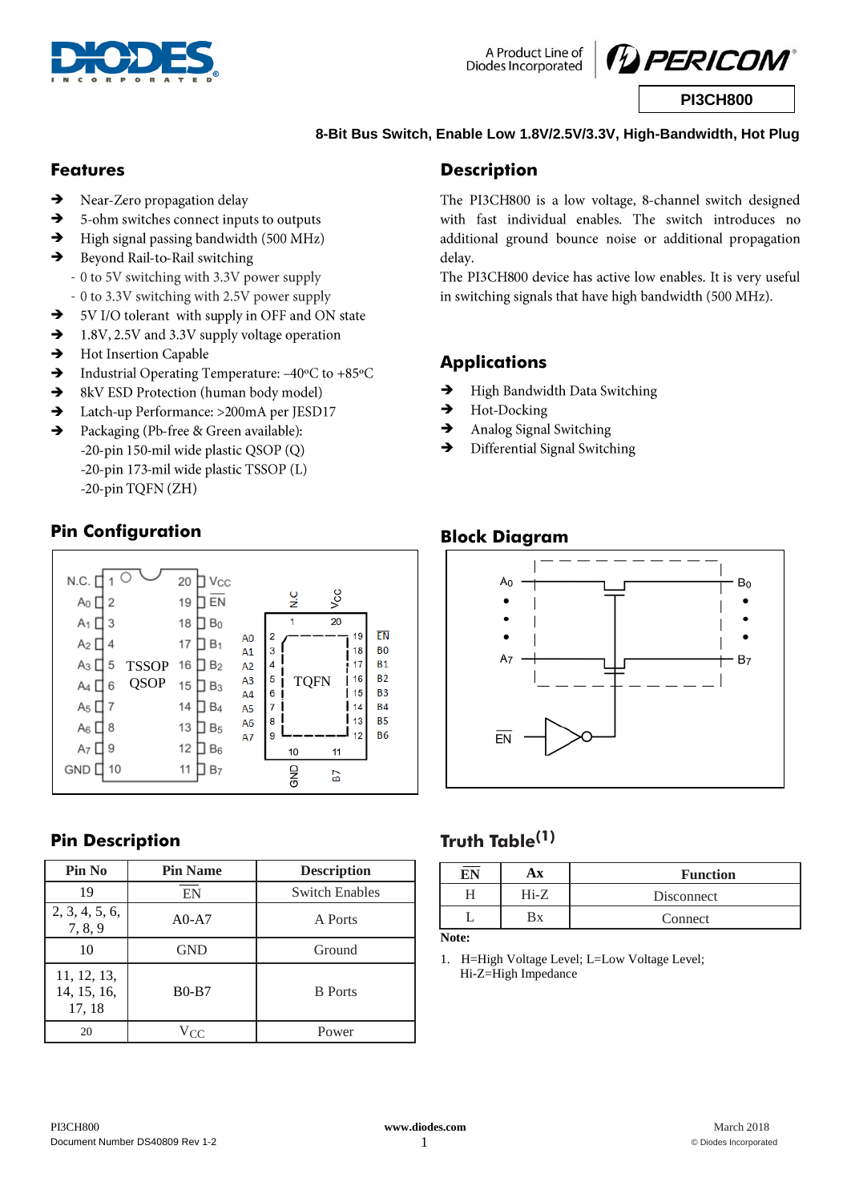# PI3CH800

**8-Bit Bus Switch, Enable Low 1.8V/2.5V/3.3V, High-Bandwidth, Hot Plug**

## Features

- Near-Zero propagation delay
- 5-ohm switches connect inputs to outputs
- High signal passing bandwidth (500 MHz)
- Beyond Rail-to-Rail switching
  - 0 to 5V switching with 3.3V power supply
  - 0 to 3.3V switching with 2.5V power supply
- 5V I/O tolerant with supply in OFF and ON state
- 1.8V, 2.5V and 3.3V supply voltage operation
- Hot Insertion Capable
- Industrial Operating Temperature: –40ºC to +85ºC
- 8kV ESD Protection (human body model)
- Latch-up Performance: >200mA per JESD17
- Packaging (Pb-free & Green available):
  - -20-pin 150-mil wide plastic QSOP (Q)
  - -20-pin 173-mil wide plastic TSSOP (L)
  - -20-pin TQFN (ZH)

## Description

The PI3CH800 is a low voltage, 8-channel switch designed with fast individual enables. The switch introduces no additional ground bounce noise or additional propagation delay.

The PI3CH800 device has active low enables. It is very useful in switching signals that have high bandwidth (500 MHz).

## Applications

- High Bandwidth Data Switching
- Hot-Docking
- Analog Signal Switching
- Differential Signal Switching

## Pin Configuration

TSSOP / QSOP:

| Pin | Name | Pin | Name |
|---|---|---|---|
| 1 | N.C. | 20 | VCC |
| 2 | A0 | 19 | EN |
| 3 | A1 | 18 | B0 |
| 4 | A2 | 17 | B1 |
| 5 | A3 | 16 | B2 |
| 6 | A4 | 15 | B3 |
| 7 | A5 | 14 | B4 |
| 8 | A6 | 13 | B5 |
| 9 | A7 | 12 | B6 |
| 10 | GND | 11 | B7 |

TQFN: pin 1 N.C, pin 20 Vcc, pins 2–9 A0–A7, pin 10 GND, pin 11 B7, pins 12–18 B6–B0, pin 19 EN.

## Block Diagram

(A0 … A7 connected to B0 … B7 through switches, controlled by EN via inverter.)

## Pin Description

| Pin No | Pin Name | Description |
|---|---|---|
| 19 | EN | Switch Enables |
| 2, 3, 4, 5, 6, 7, 8, 9 | A0-A7 | A Ports |
| 10 | GND | Ground |
| 11, 12, 13, 14, 15, 16, 17, 18 | B0-B7 | B Ports |
| 20 | $V_{CC}$ | Power |

## Truth Table[1]

| EN | Ax | Function |
|---|---|---|
| H | Hi-Z | Disconnect |
| L | Bx | Connect |

**Note:**

1. H=High Voltage Level; L=Low Voltage Level; Hi-Z=High Impedance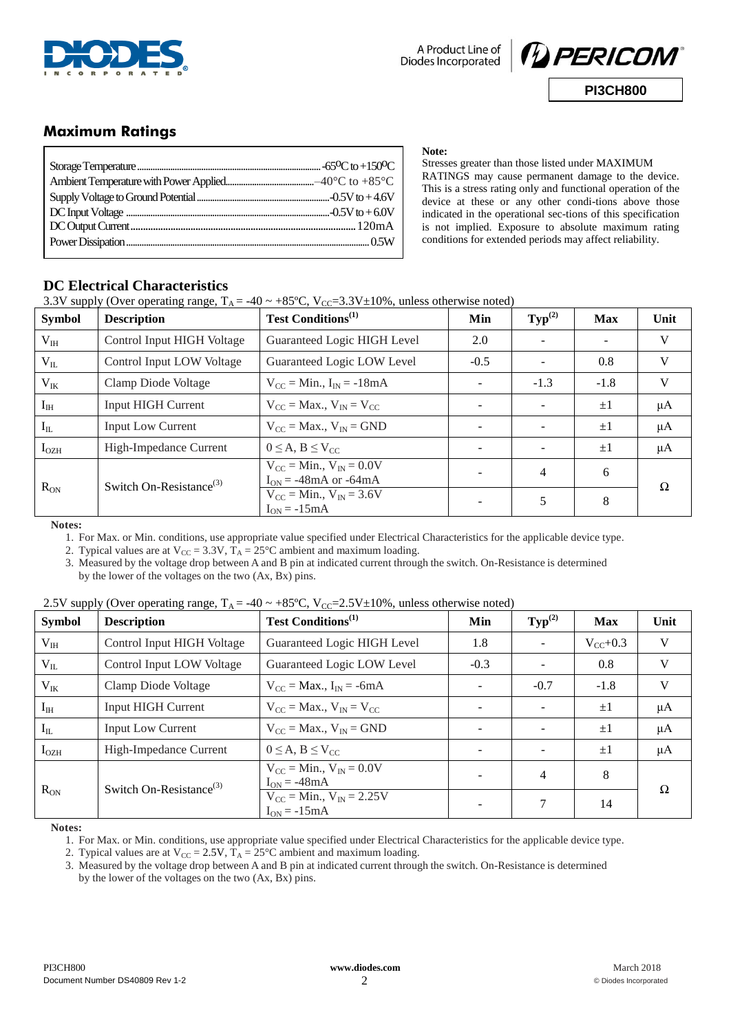## Maximum Ratings

| | |
|---|---|
| Storage Temperature | -65°C to +150°C |
| Ambient Temperature with Power Applied | –40°C to +85°C |
| Supply Voltage to Ground Potential | -0.5V to +4.6V |
| DC Input Voltage | -0.5V to +6.0V |
| DC Output Current | 120mA |
| Power Dissipation | 0.5W |

**Note:**
Stresses greater than those listed under MAXIMUM RATINGS may cause permanent damage to the device. This is a stress rating only and functional operation of the device at these or any other condi-tions above those indicated in the operational sec-tions of this specification is not implied. Exposure to absolute maximum rating conditions for extended periods may affect reliability.

## DC Electrical Characteristics

3.3V supply (Over operating range, $T_A$ = -40 ~ +85ºC, $V_{CC}$=3.3V±10%, unless otherwise noted)

| Symbol | Description | Test Conditions(1) | Min | Typ(2) | Max | Unit |
|---|---|---|---|---|---|---|
| $V_{IH}$ | Control Input HIGH Voltage | Guaranteed Logic HIGH Level | 2.0 | - | - | V |
| $V_{IL}$ | Control Input LOW Voltage | Guaranteed Logic LOW Level | -0.5 | - | 0.8 | V |
| $V_{IK}$ | Clamp Diode Voltage | $V_{CC}$ = Min., $I_{IN}$ = -18mA | - | -1.3 | -1.8 | V |
| $I_{IH}$ | Input HIGH Current | $V_{CC}$ = Max., $V_{IN}$ = $V_{CC}$ | - | - | ±1 | µA |
| $I_{IL}$ | Input Low Current | $V_{CC}$ = Max., $V_{IN}$ = GND | - | - | ±1 | µA |
| $I_{OZH}$ | High-Impedance Current | 0 ≤ A, B ≤ $V_{CC}$ | - | - | ±1 | µA |
| $R_{ON}$ | Switch On-Resistance(3) | $V_{CC}$ = Min., $V_{IN}$ = 0.0V, $I_{ON}$ = -48mA or -64mA | - | 4 | 6 | Ω |
| | | $V_{CC}$ = Min., $V_{IN}$ = 3.6V, $I_{ON}$ = -15mA | - | 5 | 8 | |

**Notes:**

1. For Max. or Min. conditions, use appropriate value specified under Electrical Characteristics for the applicable device type.
2. Typical values are at $V_{CC}$ = 3.3V, $T_A$ = 25°C ambient and maximum loading.
3. Measured by the voltage drop between A and B pin at indicated current through the switch. On-Resistance is determined by the lower of the voltages on the two (Ax, Bx) pins.

2.5V supply (Over operating range, $T_A$ = -40 ~ +85ºC, $V_{CC}$=2.5V±10%, unless otherwise noted)

| Symbol | Description | Test Conditions(1) | Min | Typ(2) | Max | Unit |
|---|---|---|---|---|---|---|
| $V_{IH}$ | Control Input HIGH Voltage | Guaranteed Logic HIGH Level | 1.8 | - | $V_{CC}$+0.3 | V |
| $V_{IL}$ | Control Input LOW Voltage | Guaranteed Logic LOW Level | -0.3 | - | 0.8 | V |
| $V_{IK}$ | Clamp Diode Voltage | $V_{CC}$ = Max., $I_{IN}$ = -6mA | - | -0.7 | -1.8 | V |
| $I_{IH}$ | Input HIGH Current | $V_{CC}$ = Max., $V_{IN}$ = $V_{CC}$ | - | - | ±1 | µA |
| $I_{IL}$ | Input Low Current | $V_{CC}$ = Max., $V_{IN}$ = GND | - | - | ±1 | µA |
| $I_{OZH}$ | High-Impedance Current | 0 ≤ A, B ≤ $V_{CC}$ | - | - | ±1 | µA |
| $R_{ON}$ | Switch On-Resistance(3) | $V_{CC}$ = Min., $V_{IN}$ = 0.0V, $I_{ON}$ = -48mA | - | 4 | 8 | Ω |
| | | $V_{CC}$ = Min., $V_{IN}$ = 2.25V, $I_{ON}$ = -15mA | - | 7 | 14 | |

**Notes:**

1. For Max. or Min. conditions, use appropriate value specified under Electrical Characteristics for the applicable device type.
2. Typical values are at $V_{CC}$ = 2.5V, $T_A$ = 25°C ambient and maximum loading.
3. Measured by the voltage drop between A and B pin at indicated current through the switch. On-Resistance is determined by the lower of the voltages on the two (Ax, Bx) pins.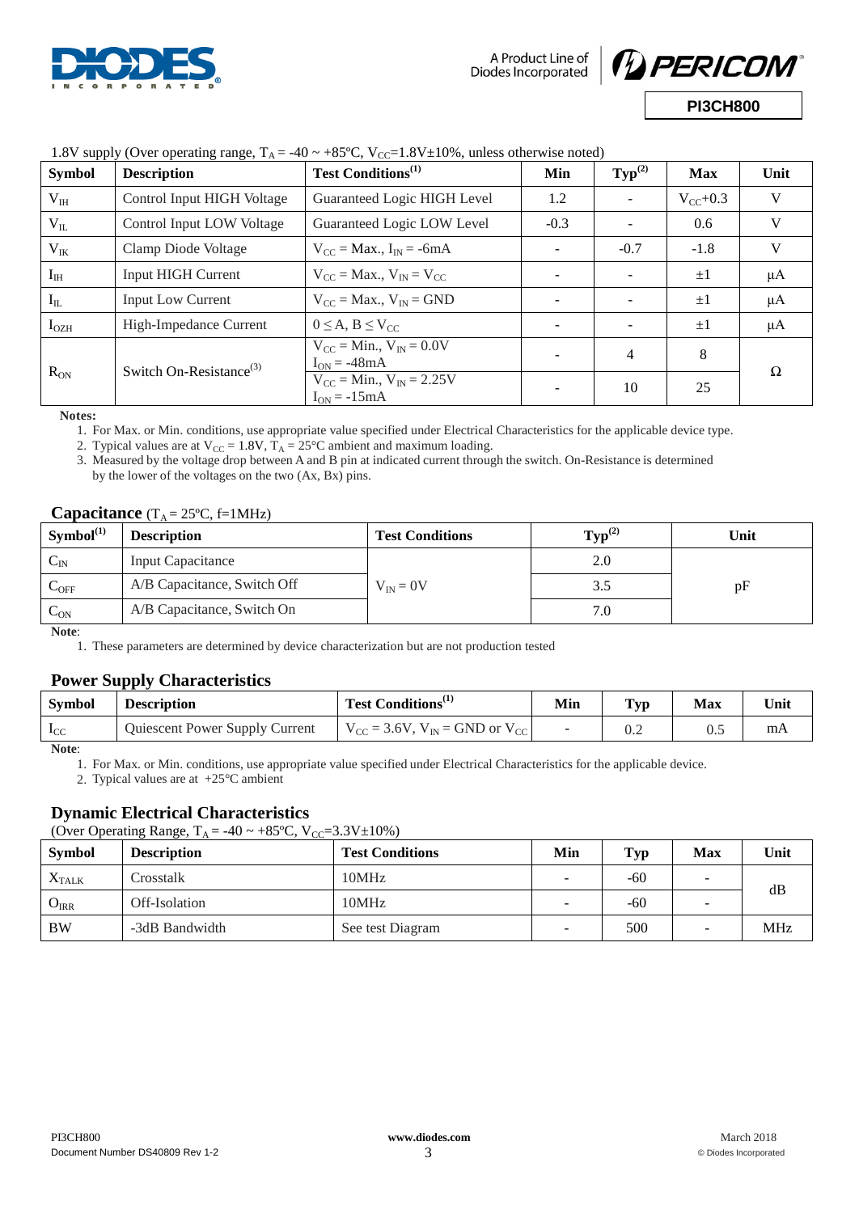1.8V supply (Over operating range, $T_A$ = -40 ~ +85ºC, $V_{CC}$=1.8V±10%, unless otherwise noted)

| Symbol | Description | Test Conditions[1] | Min | Typ[2] | Max | Unit |
|---|---|---|---|---|---|---|
| $V_{IH}$ | Control Input HIGH Voltage | Guaranteed Logic HIGH Level | 1.2 | - | $V_{CC}$+0.3 | V |
| $V_{IL}$ | Control Input LOW Voltage | Guaranteed Logic LOW Level | -0.3 | - | 0.6 | V |
| $V_{IK}$ | Clamp Diode Voltage | $V_{CC}$ = Max., $I_{IN}$ = -6mA | - | -0.7 | -1.8 | V |
| $I_{IH}$ | Input HIGH Current | $V_{CC}$ = Max., $V_{IN}$ = $V_{CC}$ | - | - | ±1 | µA |
| $I_{IL}$ | Input Low Current | $V_{CC}$ = Max., $V_{IN}$ = GND | - | - | ±1 | µA |
| $I_{OZH}$ | High-Impedance Current | $0 \le A, B \le V_{CC}$ | - | - | ±1 | µA |
| $R_{ON}$ | Switch On-Resistance[3] | $V_{CC}$ = Min., $V_{IN}$ = 0.0V $I_{ON}$ = -48mA | - | 4 | 8 | Ω |
| | | $V_{CC}$ = Min., $V_{IN}$ = 2.25V $I_{ON}$ = -15mA | - | 10 | 25 | |

**Notes:**

1. For Max. or Min. conditions, use appropriate value specified under Electrical Characteristics for the applicable device type.
2. Typical values are at $V_{CC}$ = 1.8V, $T_A$ = 25°C ambient and maximum loading.
3. Measured by the voltage drop between A and B pin at indicated current through the switch. On-Resistance is determined by the lower of the voltages on the two (Ax, Bx) pins.

## Capacitance ($T_A$ = 25ºC, f=1MHz)

| Symbol[1] | Description | Test Conditions | Typ[2] | Unit |
|---|---|---|---|---|
| $C_{IN}$ | Input Capacitance | $V_{IN}$ = 0V | 2.0 | pF |
| $C_{OFF}$ | A/B Capacitance, Switch Off | | 3.5 | |
| $C_{ON}$ | A/B Capacitance, Switch On | | 7.0 | |

**Note**:

1. These parameters are determined by device characterization but are not production tested

## Power Supply Characteristics

| Symbol | Description | Test Conditions[1] | Min | Typ | Max | Unit |
|---|---|---|---|---|---|---|
| $I_{CC}$ | Quiescent Power Supply Current | $V_{CC}$ = 3.6V, $V_{IN}$ = GND or $V_{CC}$ | - | 0.2 | 0.5 | mA |

**Note**:

1. For Max. or Min. conditions, use appropriate value specified under Electrical Characteristics for the applicable device.
2. Typical values are at +25°C ambient

## Dynamic Electrical Characteristics

(Over Operating Range, $T_A$ = -40 ~ +85ºC, $V_{CC}$=3.3V±10%)

| Symbol | Description | Test Conditions | Min | Typ | Max | Unit |
|---|---|---|---|---|---|---|
| $X_{TALK}$ | Crosstalk | 10MHz | - | -60 | - | dB |
| $O_{IRR}$ | Off-Isolation | 10MHz | - | -60 | - | dB |
| BW | -3dB Bandwidth | See test Diagram | - | 500 | - | MHz |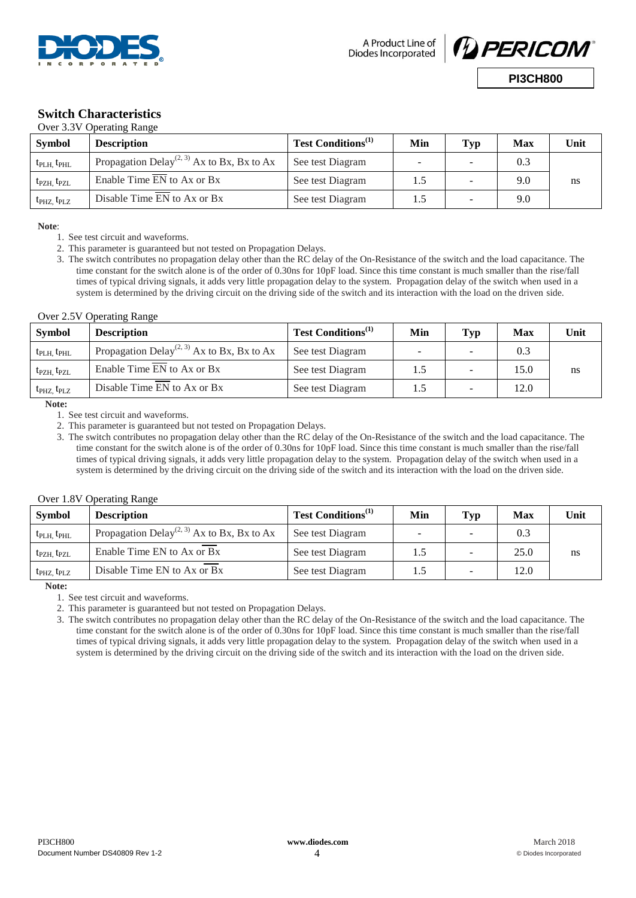## Switch Characteristics

Over 3.3V Operating Range

| Symbol | Description | Test Conditions[1] | Min | Typ | Max | Unit |
|---|---|---|---|---|---|---|
| $t_{PLH}$, $t_{PHL}$ | Propagation Delay[2, 3] Ax to Bx, Bx to Ax | See test Diagram | - | - | 0.3 | ns |
| $t_{PZH}$, $t_{PZL}$ | Enable Time $\overline{EN}$ to Ax or Bx | See test Diagram | 1.5 | - | 9.0 | |
| $t_{PHZ}$, $t_{PLZ}$ | Disable Time $\overline{EN}$ to Ax or Bx | See test Diagram | 1.5 | - | 9.0 | |

**Note**:

1. See test circuit and waveforms.
2. This parameter is guaranteed but not tested on Propagation Delays.
3. The switch contributes no propagation delay other than the RC delay of the On-Resistance of the switch and the load capacitance. The time constant for the switch alone is of the order of 0.30ns for 10pF load. Since this time constant is much smaller than the rise/fall times of typical driving signals, it adds very little propagation delay to the system. Propagation delay of the switch when used in a system is determined by the driving circuit on the driving side of the switch and its interaction with the load on the driven side.

Over 2.5V Operating Range

| Symbol | Description | Test Conditions[1] | Min | Typ | Max | Unit |
|---|---|---|---|---|---|---|
| $t_{PLH}$, $t_{PHL}$ | Propagation Delay[2, 3] Ax to Bx, Bx to Ax | See test Diagram | - | - | 0.3 | ns |
| $t_{PZH}$, $t_{PZL}$ | Enable Time $\overline{EN}$ to Ax or Bx | See test Diagram | 1.5 | - | 15.0 | |
| $t_{PHZ}$, $t_{PLZ}$ | Disable Time $\overline{EN}$ to Ax or Bx | See test Diagram | 1.5 | - | 12.0 | |

**Note:**

1. See test circuit and waveforms.
2. This parameter is guaranteed but not tested on Propagation Delays.
3. The switch contributes no propagation delay other than the RC delay of the On-Resistance of the switch and the load capacitance. The time constant for the switch alone is of the order of 0.30ns for 10pF load. Since this time constant is much smaller than the rise/fall times of typical driving signals, it adds very little propagation delay to the system. Propagation delay of the switch when used in a system is determined by the driving circuit on the driving side of the switch and its interaction with the load on the driven side.

Over 1.8V Operating Range

| Symbol | Description | Test Conditions[1] | Min | Typ | Max | Unit |
|---|---|---|---|---|---|---|
| $t_{PLH}$, $t_{PHL}$ | Propagation Delay[2, 3] Ax to Bx, Bx to Ax | See test Diagram | - | - | 0.3 | ns |
| $t_{PZH}$, $t_{PZL}$ | Enable Time EN to Ax or $\overline{Bx}$ | See test Diagram | 1.5 | - | 25.0 | |
| $t_{PHZ}$, $t_{PLZ}$ | Disable Time EN to Ax or $\overline{Bx}$ | See test Diagram | 1.5 | - | 12.0 | |

**Note:**

1. See test circuit and waveforms.
2. This parameter is guaranteed but not tested on Propagation Delays.
3. The switch contributes no propagation delay other than the RC delay of the On-Resistance of the switch and the load capacitance. The time constant for the switch alone is of the order of 0.30ns for 10pF load. Since this time constant is much smaller than the rise/fall times of typical driving signals, it adds very little propagation delay to the system. Propagation delay of the switch when used in a system is determined by the driving circuit on the driving side of the switch and its interaction with the load on the driven side.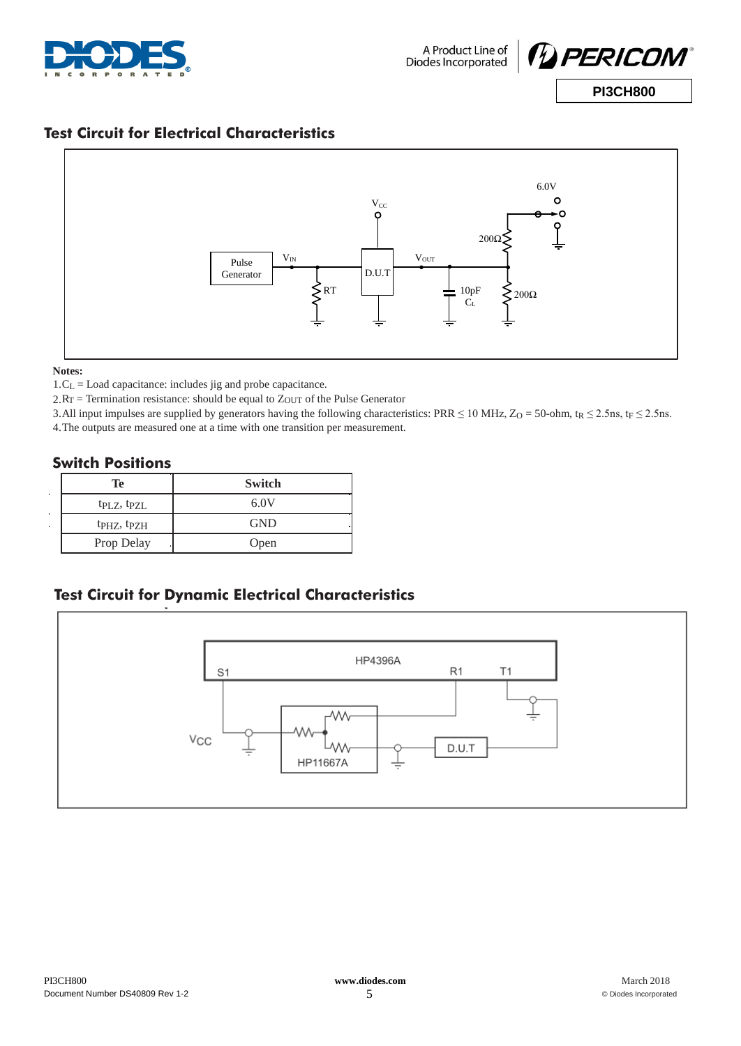## Test Circuit for Electrical Characteristics

**Notes:**

1. $C_L$ = Load capacitance: includes jig and probe capacitance.
2. $R_T$ = Termination resistance: should be equal to $Z_{OUT}$ of the Pulse Generator
3. All input impulses are supplied by generators having the following characteristics: PRR ≤ 10 MHz, $Z_O$ = 50-ohm, $t_R \leq 2.5$ns, $t_F \leq 2.5$ns.
4. The outputs are measured one at a time with one transition per measurement.

## Switch Positions

| Te | Switch |
|---|---|
| $t_{PLZ}$, $t_{PZL}$ | 6.0V |
| $t_{PHZ}$, $t_{PZH}$ | GND |
| Prop Delay | Open |

## Test Circuit for Dynamic Electrical Characteristics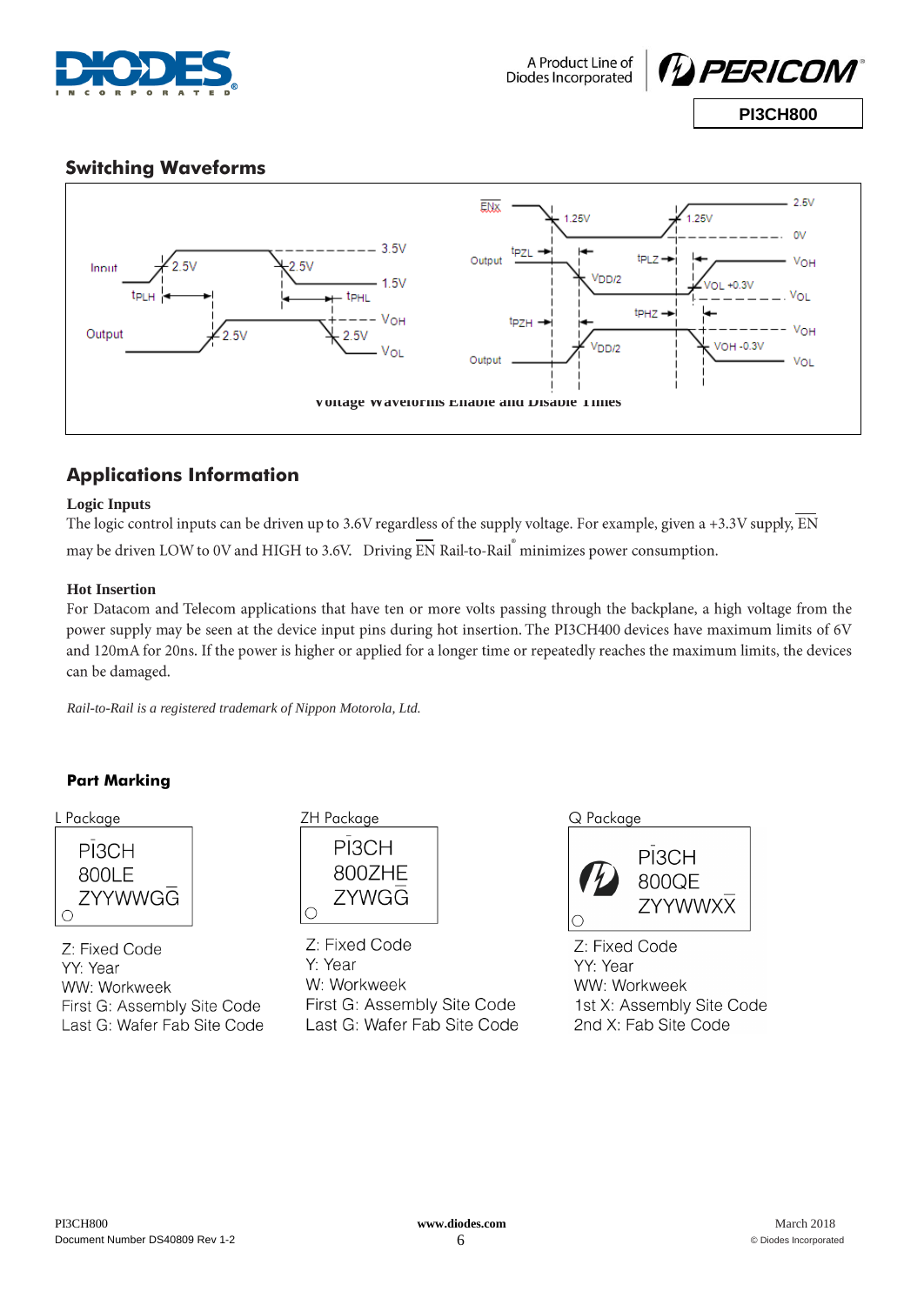## Switching Waveforms

Voltage Waveforms Enable and Disable Times

## Applications Information

### Logic Inputs

The logic control inputs can be driven up to 3.6V regardless of the supply voltage. For example, given a +3.3V supply, $\overline{EN}$ may be driven LOW to 0V and HIGH to 3.6V. Driving $\overline{EN}$ Rail-to-Rail® minimizes power consumption.

### Hot Insertion

For Datacom and Telecom applications that have ten or more volts passing through the backplane, a high voltage from the power supply may be seen at the device input pins during hot insertion. The PI3CH400 devices have maximum limits of 6V and 120mA for 20ns. If the power is higher or applied for a longer time or repeatedly reaches the maximum limits, the devices can be damaged.

*Rail-to-Rail is a registered trademark of Nippon Motorola, Ltd.*

## Part Marking

L Package

PI3CH
800LE
ZYYWWGG

Z: Fixed Code
YY: Year
WW: Workweek
First G: Assembly Site Code
Last G: Wafer Fab Site Code

ZH Package

PI3CH
800ZHE
ZYWGG

Z: Fixed Code
Y: Year
W: Workweek
First G: Assembly Site Code
Last G: Wafer Fab Site Code

Q Package

PI3CH
800QE
ZYYWWXX

Z: Fixed Code
YY: Year
WW: Workweek
1st X: Assembly Site Code
2nd X: Fab Site Code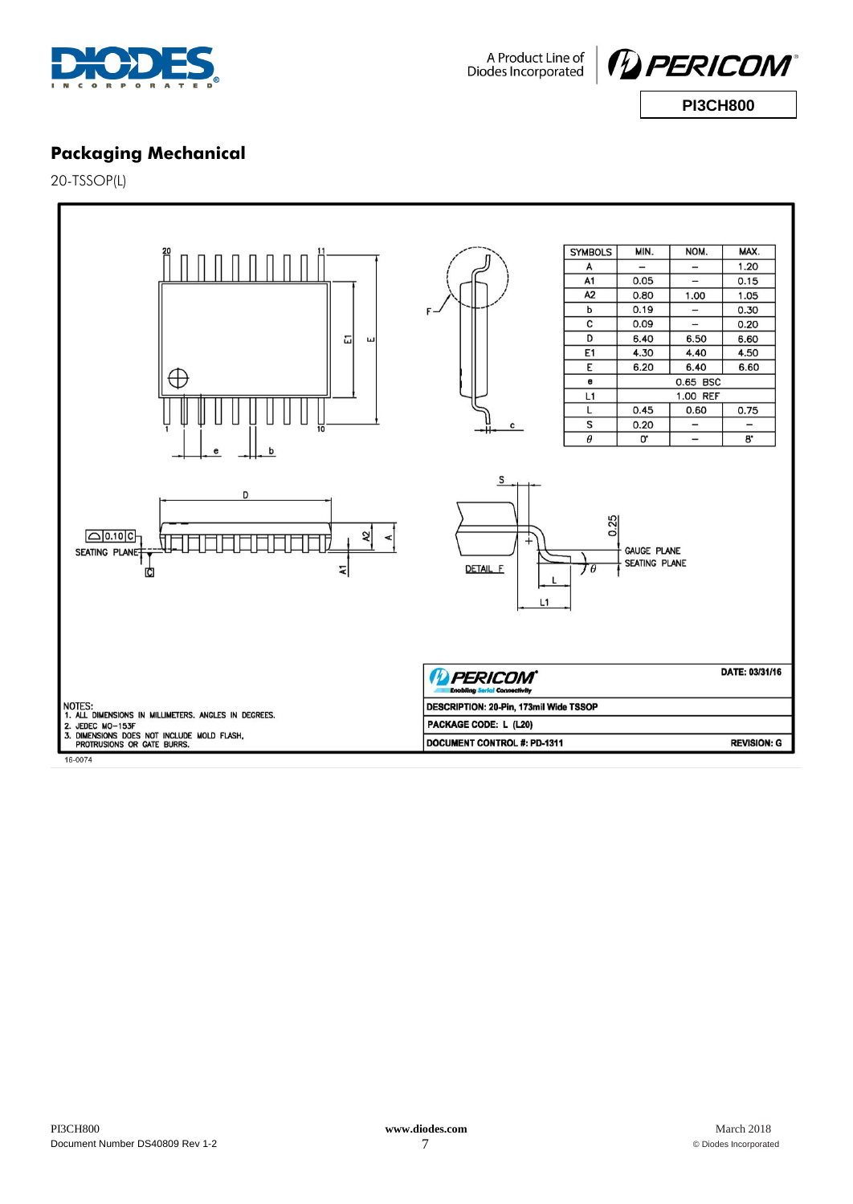## Packaging Mechanical

20-TSSOP(L)

| SYMBOLS | MIN. | NOM. | MAX. |
|---|---|---|---|
| A | – | – | 1.20 |
| A1 | 0.05 | – | 0.15 |
| A2 | 0.80 | 1.00 | 1.05 |
| b | 0.19 | – | 0.30 |
| C | 0.09 | – | 0.20 |
| D | 6.40 | 6.50 | 6.60 |
| E1 | 4.30 | 4.40 | 4.50 |
| E | 6.20 | 6.40 | 6.60 |
| e | 0.65 BSC | | |
| L1 | 1.00 REF | | |
| L | 0.45 | 0.60 | 0.75 |
| S | 0.20 | – | – |
| θ | 0° | – | 8° |

NOTES:
1. ALL DIMENSIONS IN MILLIMETERS. ANGLES IN DEGREES.
2. JEDEC MO-153F
3. DIMENSIONS DOES NOT INCLUDE MOLD FLASH, PROTRUSIONS OR GATE BURRS.

| PERICOM Enabling Serial Connectivity | DATE: 03/31/16 |
|---|---|
| DESCRIPTION: 20-Pin, 173mil Wide TSSOP | |
| PACKAGE CODE: L (L20) | |
| DOCUMENT CONTROL #: PD-1311 | REVISION: G |

16-0074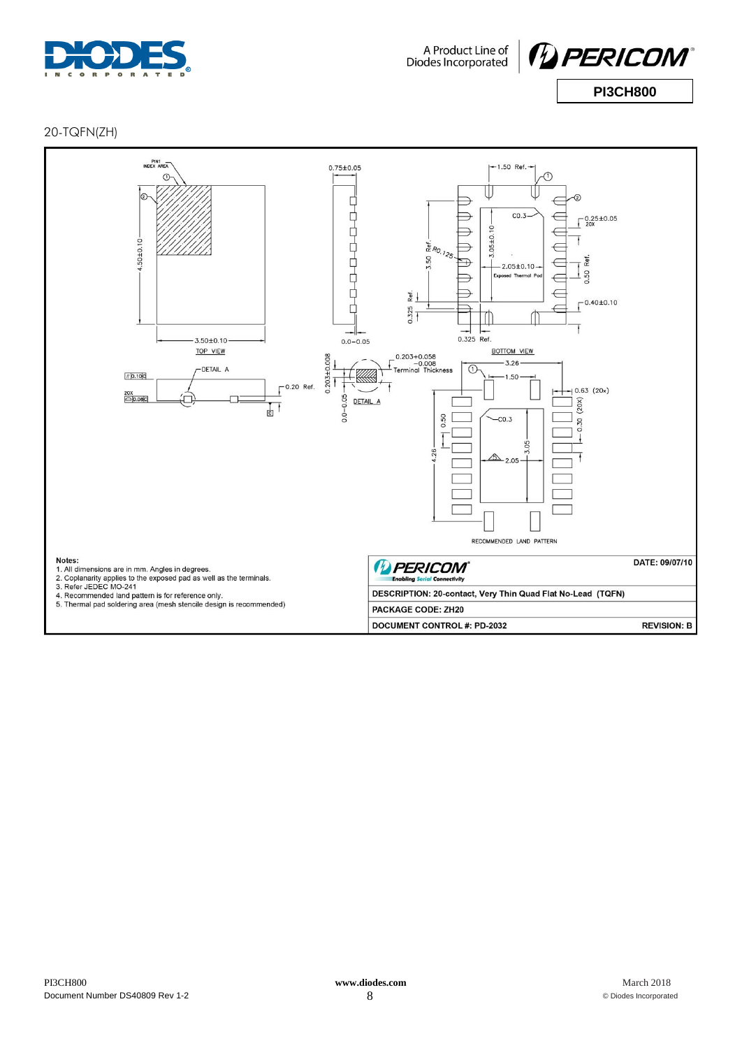## 20-TQFN(ZH)

TOP VIEW

BOTTOM VIEW

DETAIL A

RECOMMENDED LAND PATTERN

**Notes:**

1. All dimensions are in mm. Angles in degrees.
2. Coplanarity applies to the exposed pad as well as the terminals.
3. Refer JEDEC MO-241
4. Recommended land pattern is for reference only.
5. Thermal pad soldering area (mesh stencile design is recommended)

| PERICOM Enabling Serial Connectivity | DATE: 09/07/10 |
|---|---|
| DESCRIPTION: 20-contact, Very Thin Quad Flat No-Lead (TQFN) | |
| PACKAGE CODE: ZH20 | |
| DOCUMENT CONTROL #: PD-2032 | REVISION: B |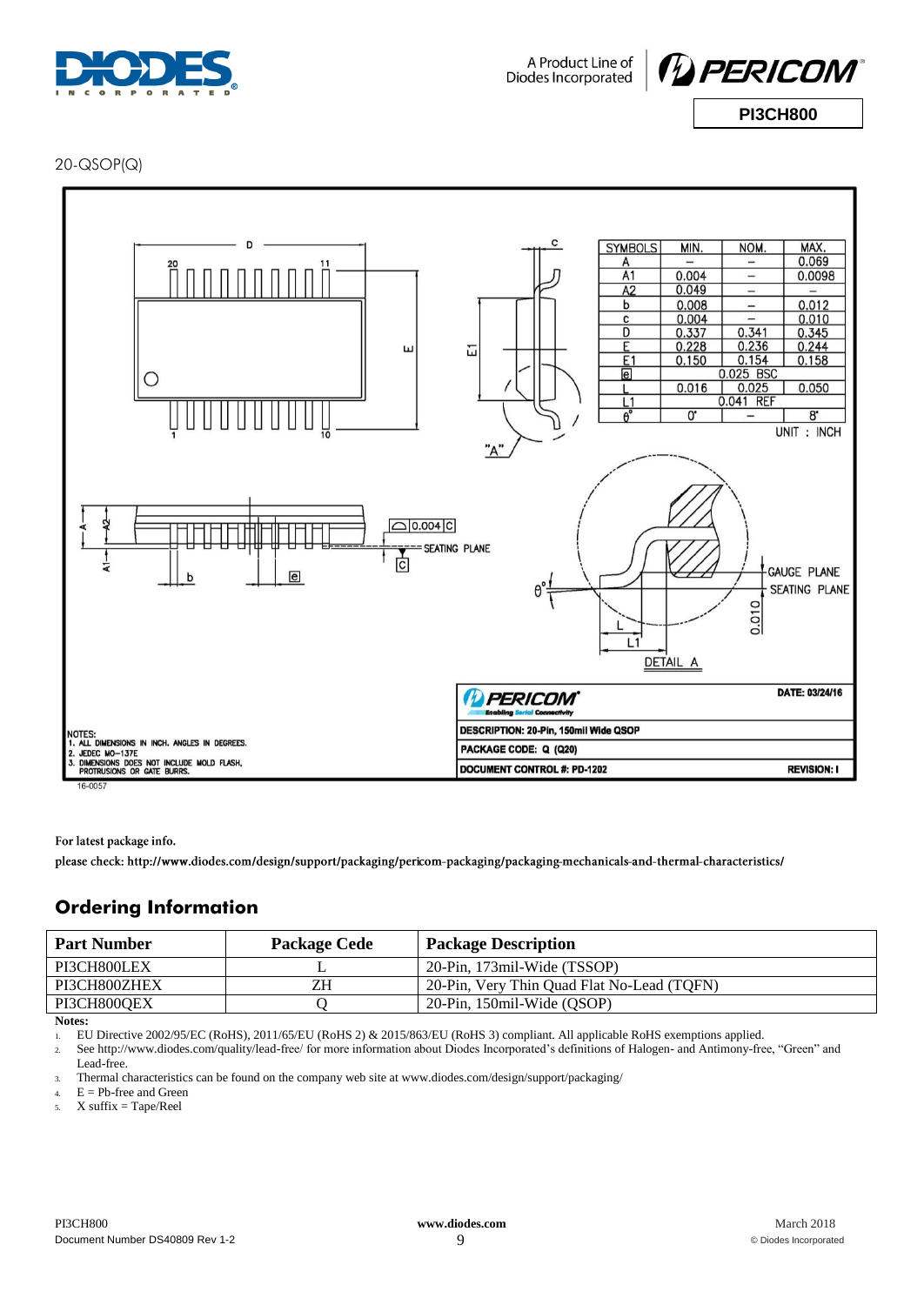20-QSOP(Q)

| SYMBOLS | MIN. | NOM. | MAX. |
|---|---|---|---|
| A | – | – | 0.069 |
| A1 | 0.004 | – | 0.0098 |
| A2 | 0.049 | – | – |
| b | 0.008 | – | 0.012 |
| c | 0.004 | – | 0.010 |
| D | 0.337 | 0.341 | 0.345 |
| E | 0.228 | 0.236 | 0.244 |
| E1 | 0.150 | 0.154 | 0.158 |
| e | | 0.025 BSC | |
| L | 0.016 | 0.025 | 0.050 |
| L1 | | 0.041 REF | |
| θ° | 0° | – | 8° |

UNIT : INCH

NOTES:
1. ALL DIMENSIONS IN INCH. ANGLES IN DEGREES.
2. JEDEC MO-137E
3. DIMENSIONS DOES NOT INCLUDE MOLD FLASH, PROTRUSIONS OR GATE BURRS.

DATE: 03/24/16
DESCRIPTION: 20-Pin, 150mil Wide QSOP
PACKAGE CODE: Q (Q20)
DOCUMENT CONTROL #: PD-1202
REVISION: I

16-0057

For latest package info.

please check: http://www.diodes.com/design/support/packaging/pericom-packaging/packaging-mechanicals-and-thermal-characteristics/

## Ordering Information

| Part Number | Package Code | Package Description |
|---|---|---|
| PI3CH800LEX | L | 20-Pin, 173mil-Wide (TSSOP) |
| PI3CH800ZHEX | ZH | 20-Pin, Very Thin Quad Flat No-Lead (TQFN) |
| PI3CH800QEX | Q | 20-Pin, 150mil-Wide (QSOP) |

**Notes:**

1. EU Directive 2002/95/EC (RoHS), 2011/65/EU (RoHS 2) & 2015/863/EU (RoHS 3) compliant. All applicable RoHS exemptions applied.
2. See http://www.diodes.com/quality/lead-free/ for more information about Diodes Incorporated's definitions of Halogen- and Antimony-free, "Green" and Lead-free.
3. Thermal characteristics can be found on the company web site at www.diodes.com/design/support/packaging/
4. E = Pb-free and Green
5. X suffix = Tape/Reel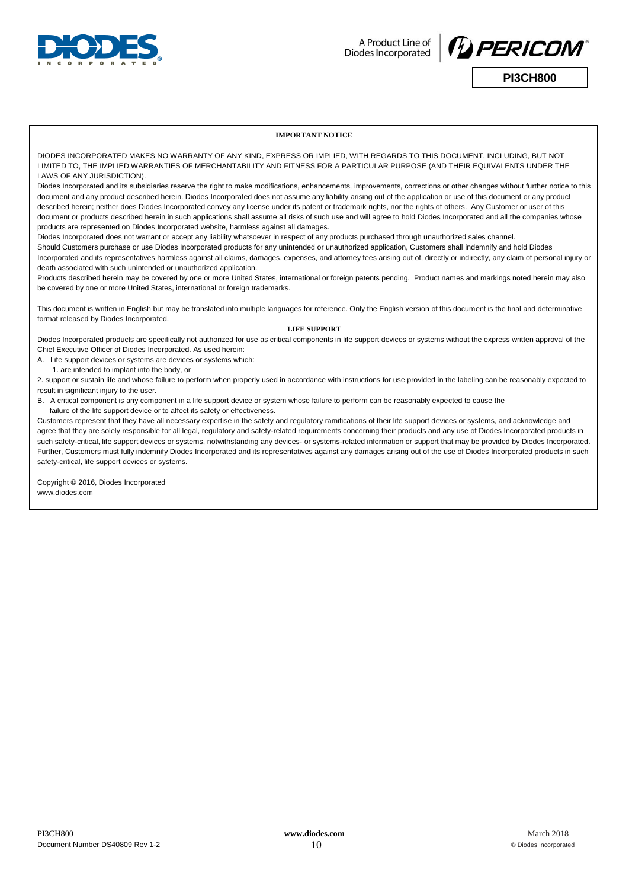## IMPORTANT NOTICE

DIODES INCORPORATED MAKES NO WARRANTY OF ANY KIND, EXPRESS OR IMPLIED, WITH REGARDS TO THIS DOCUMENT, INCLUDING, BUT NOT LIMITED TO, THE IMPLIED WARRANTIES OF MERCHANTABILITY AND FITNESS FOR A PARTICULAR PURPOSE (AND THEIR EQUIVALENTS UNDER THE LAWS OF ANY JURISDICTION).

Diodes Incorporated and its subsidiaries reserve the right to make modifications, enhancements, improvements, corrections or other changes without further notice to this document and any product described herein. Diodes Incorporated does not assume any liability arising out of the application or use of this document or any product described herein; neither does Diodes Incorporated convey any license under its patent or trademark rights, nor the rights of others. Any Customer or user of this document or products described herein in such applications shall assume all risks of such use and will agree to hold Diodes Incorporated and all the companies whose products are represented on Diodes Incorporated website, harmless against all damages.

Diodes Incorporated does not warrant or accept any liability whatsoever in respect of any products purchased through unauthorized sales channel.

Should Customers purchase or use Diodes Incorporated products for any unintended or unauthorized application, Customers shall indemnify and hold Diodes Incorporated and its representatives harmless against all claims, damages, expenses, and attorney fees arising out of, directly or indirectly, any claim of personal injury or death associated with such unintended or unauthorized application.

Products described herein may be covered by one or more United States, international or foreign patents pending. Product names and markings noted herein may also be covered by one or more United States, international or foreign trademarks.

This document is written in English but may be translated into multiple languages for reference. Only the English version of this document is the final and determinative format released by Diodes Incorporated.

## LIFE SUPPORT

Diodes Incorporated products are specifically not authorized for use as critical components in life support devices or systems without the express written approval of the Chief Executive Officer of Diodes Incorporated. As used herein:

A. Life support devices or systems are devices or systems which:

1. are intended to implant into the body, or

2. support or sustain life and whose failure to perform when properly used in accordance with instructions for use provided in the labeling can be reasonably expected to result in significant injury to the user.

B. A critical component is any component in a life support device or system whose failure to perform can be reasonably expected to cause the failure of the life support device or to affect its safety or effectiveness.

Customers represent that they have all necessary expertise in the safety and regulatory ramifications of their life support devices or systems, and acknowledge and agree that they are solely responsible for all legal, regulatory and safety-related requirements concerning their products and any use of Diodes Incorporated products in such safety-critical, life support devices or systems, notwithstanding any devices- or systems-related information or support that may be provided by Diodes Incorporated. Further, Customers must fully indemnify Diodes Incorporated and its representatives against any damages arising out of the use of Diodes Incorporated products in such safety-critical, life support devices or systems.

Copyright © 2016, Diodes Incorporated
www.diodes.com